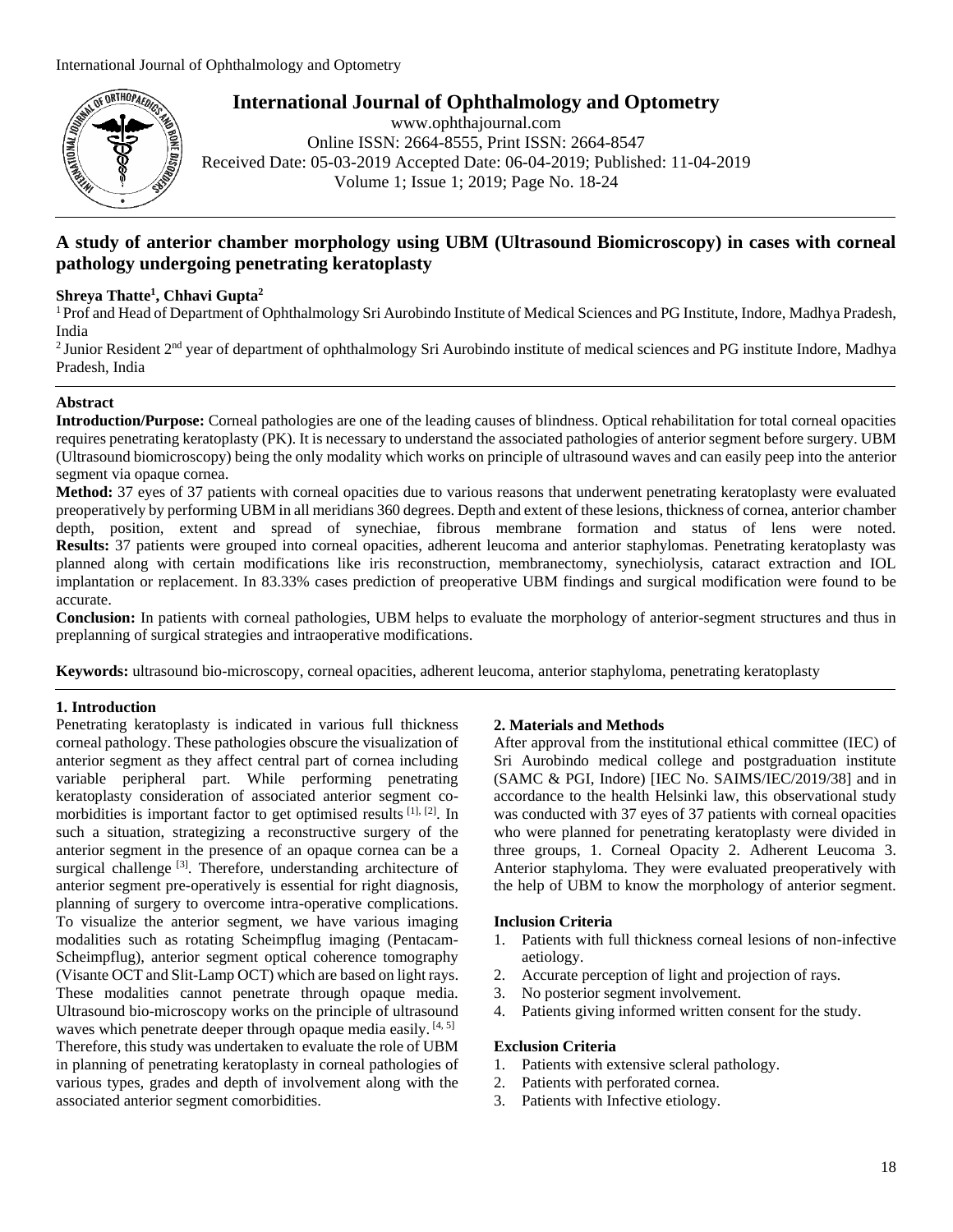# A study of anterior chamber morphology using UBM (Ultrasound Biomicroscopy) in cases with corneal pathology undergoing penetrating keratoplasty

**Shreya Thatte[1], Chhavi Gupta[2]**

[1] Prof and Head of Department of Ophthalmology Sri Aurobindo Institute of Medical Sciences and PG Institute, Indore, Madhya Pradesh, India

[2] Junior Resident 2nd year of department of ophthalmology Sri Aurobindo institute of medical sciences and PG institute Indore, Madhya Pradesh, India

## Abstract

**Introduction/Purpose:** Corneal pathologies are one of the leading causes of blindness. Optical rehabilitation for total corneal opacities requires penetrating keratoplasty (PK). It is necessary to understand the associated pathologies of anterior segment before surgery. UBM (Ultrasound biomicroscopy) being the only modality which works on principle of ultrasound waves and can easily peep into the anterior segment via opaque cornea.

**Method:** 37 eyes of 37 patients with corneal opacities due to various reasons that underwent penetrating keratoplasty were evaluated preoperatively by performing UBM in all meridians 360 degrees. Depth and extent of these lesions, thickness of cornea, anterior chamber depth, position, extent and spread of synechiae, fibrous membrane formation and status of lens were noted.

**Results:** 37 patients were grouped into corneal opacities, adherent leucoma and anterior staphylomas. Penetrating keratoplasty was planned along with certain modifications like iris reconstruction, membranectomy, synechiolysis, cataract extraction and IOL implantation or replacement. In 83.33% cases prediction of preoperative UBM findings and surgical modification were found to be accurate.

**Conclusion:** In patients with corneal pathologies, UBM helps to evaluate the morphology of anterior-segment structures and thus in preplanning of surgical strategies and intraoperative modifications.

**Keywords:** ultrasound bio-microscopy, corneal opacities, adherent leucoma, anterior staphyloma, penetrating keratoplasty

## 1. Introduction

Penetrating keratoplasty is indicated in various full thickness corneal pathology. These pathologies obscure the visualization of anterior segment as they affect central part of cornea including variable peripheral part. While performing penetrating keratoplasty consideration of associated anterior segment co-morbidities is important factor to get optimised results [1], [2]. In such a situation, strategizing a reconstructive surgery of the anterior segment in the presence of an opaque cornea can be a surgical challenge [3]. Therefore, understanding architecture of anterior segment pre-operatively is essential for right diagnosis, planning of surgery to overcome intra-operative complications. To visualize the anterior segment, we have various imaging modalities such as rotating Scheimpflug imaging (Pentacam-Scheimpflug), anterior segment optical coherence tomography (Visante OCT and Slit-Lamp OCT) which are based on light rays. These modalities cannot penetrate through opaque media. Ultrasound bio-microscopy works on the principle of ultrasound waves which penetrate deeper through opaque media easily. [4, 5]

Therefore, this study was undertaken to evaluate the role of UBM in planning of penetrating keratoplasty in corneal pathologies of various types, grades and depth of involvement along with the associated anterior segment comorbidities.

## 2. Materials and Methods

After approval from the institutional ethical committee (IEC) of Sri Aurobindo medical college and postgraduation institute (SAMC & PGI, Indore) [IEC No. SAIMS/IEC/2019/38] and in accordance to the health Helsinki law, this observational study was conducted with 37 eyes of 37 patients with corneal opacities who were planned for penetrating keratoplasty were divided in three groups, 1. Corneal Opacity 2. Adherent Leucoma 3. Anterior staphyloma. They were evaluated preoperatively with the help of UBM to know the morphology of anterior segment.

### Inclusion Criteria

1. Patients with full thickness corneal lesions of non-infective aetiology.
2. Accurate perception of light and projection of rays.
3. No posterior segment involvement.
4. Patients giving informed written consent for the study.

### Exclusion Criteria

1. Patients with extensive scleral pathology.
2. Patients with perforated cornea.
3. Patients with Infective etiology.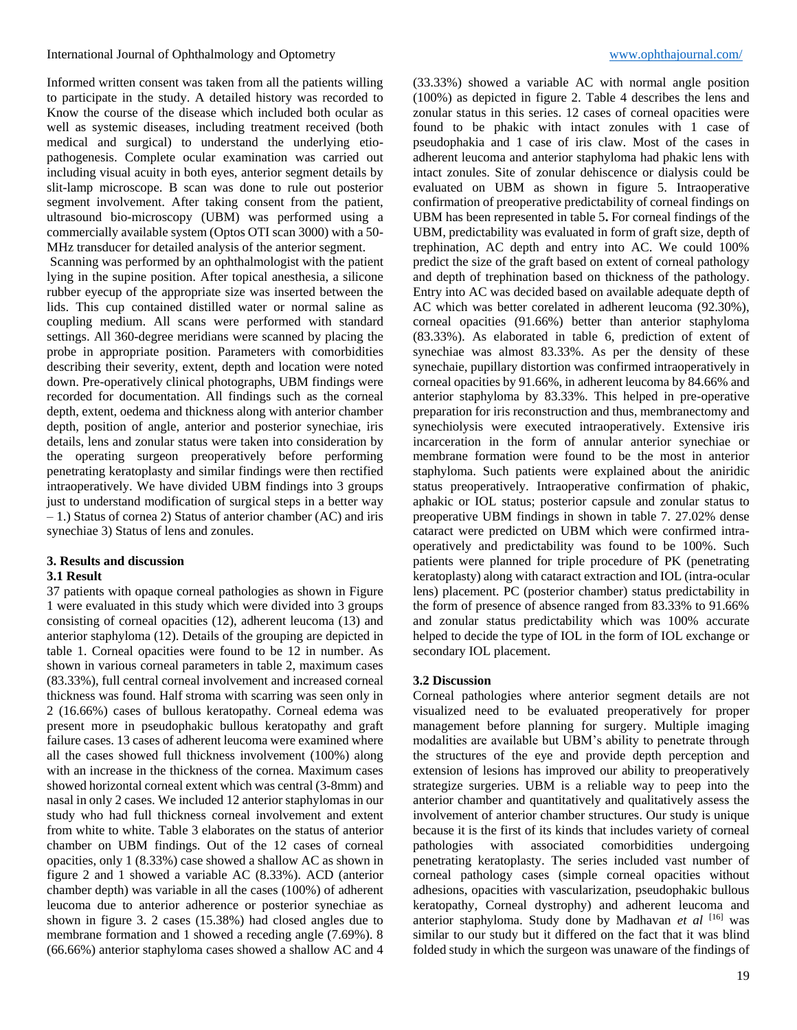Informed written consent was taken from all the patients willing to participate in the study. A detailed history was recorded to Know the course of the disease which included both ocular as well as systemic diseases, including treatment received (both medical and surgical) to understand the underlying etio-pathogenesis. Complete ocular examination was carried out including visual acuity in both eyes, anterior segment details by slit-lamp microscope. B scan was done to rule out posterior segment involvement. After taking consent from the patient, ultrasound bio-microscopy (UBM) was performed using a commercially available system (Optos OTI scan 3000) with a 50-MHz transducer for detailed analysis of the anterior segment.

Scanning was performed by an ophthalmologist with the patient lying in the supine position. After topical anesthesia, a silicone rubber eyecup of the appropriate size was inserted between the lids. This cup contained distilled water or normal saline as coupling medium. All scans were performed with standard settings. All 360-degree meridians were scanned by placing the probe in appropriate position. Parameters with comorbidities describing their severity, extent, depth and location were noted down. Pre-operatively clinical photographs, UBM findings were recorded for documentation. All findings such as the corneal depth, extent, oedema and thickness along with anterior chamber depth, position of angle, anterior and posterior synechiae, iris details, lens and zonular status were taken into consideration by the operating surgeon preoperatively before performing penetrating keratoplasty and similar findings were then rectified intraoperatively. We have divided UBM findings into 3 groups just to understand modification of surgical steps in a better way – 1.) Status of cornea 2) Status of anterior chamber (AC) and iris synechiae 3) Status of lens and zonules.

## 3. Results and discussion

### 3.1 Result

37 patients with opaque corneal pathologies as shown in Figure 1 were evaluated in this study which were divided into 3 groups consisting of corneal opacities (12), adherent leucoma (13) and anterior staphyloma (12). Details of the grouping are depicted in table 1. Corneal opacities were found to be 12 in number. As shown in various corneal parameters in table 2, maximum cases (83.33%), full central corneal involvement and increased corneal thickness was found. Half stroma with scarring was seen only in 2 (16.66%) cases of bullous keratopathy. Corneal edema was present more in pseudophakic bullous keratopathy and graft failure cases. 13 cases of adherent leucoma were examined where all the cases showed full thickness involvement (100%) along with an increase in the thickness of the cornea. Maximum cases showed horizontal corneal extent which was central (3-8mm) and nasal in only 2 cases. We included 12 anterior staphylomas in our study who had full thickness corneal involvement and extent from white to white. Table 3 elaborates on the status of anterior chamber on UBM findings. Out of the 12 cases of corneal opacities, only 1 (8.33%) case showed a shallow AC as shown in figure 2 and 1 showed a variable AC (8.33%). ACD (anterior chamber depth) was variable in all the cases (100%) of adherent leucoma due to anterior adherence or posterior synechiae as shown in figure 3. 2 cases (15.38%) had closed angles due to membrane formation and 1 showed a receding angle (7.69%). 8 (66.66%) anterior staphyloma cases showed a shallow AC and 4 (33.33%) showed a variable AC with normal angle position (100%) as depicted in figure 2. Table 4 describes the lens and zonular status in this series. 12 cases of corneal opacities were found to be phakic with intact zonules with 1 case of pseudophakia and 1 case of iris claw. Most of the cases in adherent leucoma and anterior staphyloma had phakic lens with intact zonules. Site of zonular dehiscence or dialysis could be evaluated on UBM as shown in figure 5. Intraoperative confirmation of preoperative predictability of corneal findings on UBM has been represented in table 5**.** For corneal findings of the UBM, predictability was evaluated in form of graft size, depth of trephination, AC depth and entry into AC. We could 100% predict the size of the graft based on extent of corneal pathology and depth of trephination based on thickness of the pathology. Entry into AC was decided based on available adequate depth of AC which was better corelated in adherent leucoma (92.30%), corneal opacities (91.66%) better than anterior staphyloma (83.33%). As elaborated in table 6, prediction of extent of synechiae was almost 83.33%. As per the density of these synechaie, pupillary distortion was confirmed intraoperatively in corneal opacities by 91.66%, in adherent leucoma by 84.66% and anterior staphyloma by 83.33%. This helped in pre-operative preparation for iris reconstruction and thus, membranectomy and synechiolysis were executed intraoperatively. Extensive iris incarceration in the form of annular anterior synechiae or membrane formation were found to be the most in anterior staphyloma. Such patients were explained about the aniridic status preoperatively. Intraoperative confirmation of phakic, aphakic or IOL status; posterior capsule and zonular status to preoperative UBM findings in shown in table 7. 27.02% dense cataract were predicted on UBM which were confirmed intra-operatively and predictability was found to be 100%. Such patients were planned for triple procedure of PK (penetrating keratoplasty) along with cataract extraction and IOL (intra-ocular lens) placement. PC (posterior chamber) status predictability in the form of presence of absence ranged from 83.33% to 91.66% and zonular status predictability which was 100% accurate helped to decide the type of IOL in the form of IOL exchange or secondary IOL placement.

### 3.2 Discussion

Corneal pathologies where anterior segment details are not visualized need to be evaluated preoperatively for proper management before planning for surgery. Multiple imaging modalities are available but UBM's ability to penetrate through the structures of the eye and provide depth perception and extension of lesions has improved our ability to preoperatively strategize surgeries. UBM is a reliable way to peep into the anterior chamber and quantitatively and qualitatively assess the involvement of anterior chamber structures. Our study is unique because it is the first of its kinds that includes variety of corneal pathologies with associated comorbidities undergoing penetrating keratoplasty. The series included vast number of corneal pathology cases (simple corneal opacities without adhesions, opacities with vascularization, pseudophakic bullous keratopathy, Corneal dystrophy) and adherent leucoma and anterior staphyloma. Study done by Madhavan *et al* [16] was similar to our study but it differed on the fact that it was blind folded study in which the surgeon was unaware of the findings of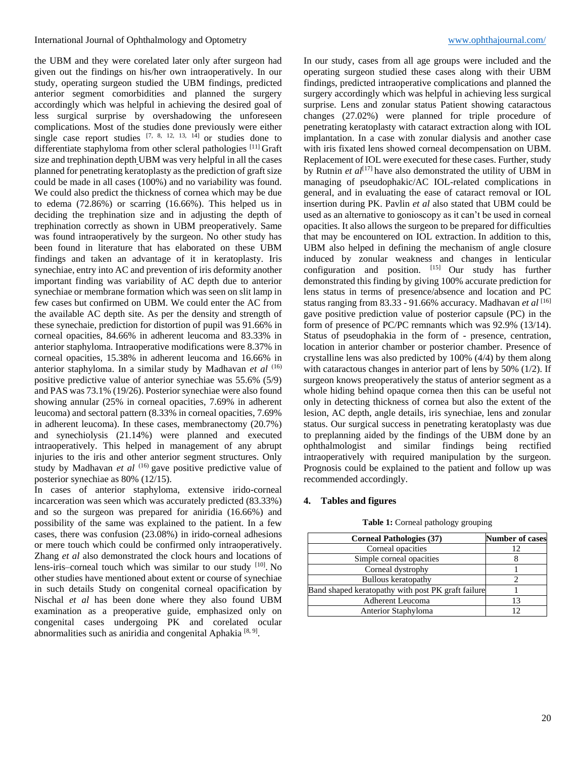the UBM and they were corelated later only after surgeon had given out the findings on his/her own intraoperatively. In our study, operating surgeon studied the UBM findings, predicted anterior segment comorbidities and planned the surgery accordingly which was helpful in achieving the desired goal of less surgical surprise by overshadowing the unforeseen complications. Most of the studies done previously were either single case report studies [7, 8, 12, 13, 14] or studies done to differentiate staphyloma from other scleral pathologies [11] Graft size and trephination depth UBM was very helpful in all the cases planned for penetrating keratoplasty as the prediction of graft size could be made in all cases (100%) and no variability was found. We could also predict the thickness of cornea which may be due to edema (72.86%) or scarring (16.66%). This helped us in deciding the trephination size and in adjusting the depth of trephination correctly as shown in UBM preoperatively. Same was found intraoperatively by the surgeon. No other study has been found in literature that has elaborated on these UBM findings and taken an advantage of it in keratoplasty. Iris synechiae, entry into AC and prevention of iris deformity another important finding was variability of AC depth due to anterior synechiae or membrane formation which was seen on slit lamp in few cases but confirmed on UBM. We could enter the AC from the available AC depth site. As per the density and strength of these synechaie, prediction for distortion of pupil was 91.66% in corneal opacities, 84.66% in adherent leucoma and 83.33% in anterior staphyloma. Intraoperative modifications were 8.37% in corneal opacities, 15.38% in adherent leucoma and 16.66% in anterior staphyloma. In a similar study by Madhavan *et al* (16) positive predictive value of anterior synechiae was 55.6% (5/9) and PAS was 73.1% (19/26). Posterior synechiae were also found showing annular (25% in corneal opacities, 7.69% in adherent leucoma) and sectoral pattern (8.33% in corneal opacities, 7.69% in adherent leucoma). In these cases, membranectomy (20.7%) and synechiolysis (21.14%) were planned and executed intraoperatively. This helped in management of any abrupt injuries to the iris and other anterior segment structures. Only study by Madhavan *et al* (16) gave positive predictive value of posterior synechiae as 80% (12/15).

In cases of anterior staphyloma, extensive irido-corneal incarceration was seen which was accurately predicted (83.33%) and so the surgeon was prepared for aniridia (16.66%) and possibility of the same was explained to the patient. In a few cases, there was confusion (23.08%) in irido-corneal adhesions or mere touch which could be confirmed only intraoperatively. Zhang *et al* also demonstrated the clock hours and locations of lens-iris–corneal touch which was similar to our study [10]. No other studies have mentioned about extent or course of synechiae in such details Study on congenital corneal opacification by Nischal *et al* has been done where they also found UBM examination as a preoperative guide, emphasized only on congenital cases undergoing PK and corelated ocular abnormalities such as aniridia and congenital Aphakia [8, 9].

In our study, cases from all age groups were included and the operating surgeon studied these cases along with their UBM findings, predicted intraoperative complications and planned the surgery accordingly which was helpful in achieving less surgical surprise. Lens and zonular status Patient showing cataractous changes (27.02%) were planned for triple procedure of penetrating keratoplasty with cataract extraction along with IOL implantation. In a case with zonular dialysis and another case with iris fixated lens showed corneal decompensation on UBM. Replacement of IOL were executed for these cases. Further, study by Rutnin *et al*[17] have also demonstrated the utility of UBM in managing of pseudophakic/AC IOL-related complications in general, and in evaluating the ease of cataract removal or IOL insertion during PK. Pavlin *et al* also stated that UBM could be used as an alternative to gonioscopy as it can't be used in corneal opacities. It also allows the surgeon to be prepared for difficulties that may be encountered on IOL extraction. In addition to this, UBM also helped in defining the mechanism of angle closure induced by zonular weakness and changes in lenticular configuration and position. [15] Our study has further demonstrated this finding by giving 100% accurate prediction for lens status in terms of presence/absence and location and PC status ranging from 83.33 - 91.66% accuracy. Madhavan *et al* [16] gave positive prediction value of posterior capsule (PC) in the form of presence of PC/PC remnants which was 92.9% (13/14). Status of pseudophakia in the form of - presence, centration, location in anterior chamber or posterior chamber. Presence of crystalline lens was also predicted by 100% (4/4) by them along with cataractous changes in anterior part of lens by 50% (1/2). If surgeon knows preoperatively the status of anterior segment as a whole hiding behind opaque cornea then this can be useful not only in detecting thickness of cornea but also the extent of the lesion, AC depth, angle details, iris synechiae, lens and zonular status. Our surgical success in penetrating keratoplasty was due to preplanning aided by the findings of the UBM done by an ophthalmologist and similar findings being rectified intraoperatively with required manipulation by the surgeon. Prognosis could be explained to the patient and follow up was recommended accordingly.

## 4. Tables and figures

**Table 1:** Corneal pathology grouping

| Corneal Pathologies (37) | Number of cases |
|---|---|
| Corneal opacities | 12 |
| Simple corneal opacities | 8 |
| Corneal dystrophy | 1 |
| Bullous keratopathy | 2 |
| Band shaped keratopathy with post PK graft failure | 1 |
| Adherent Leucoma | 13 |
| Anterior Staphyloma | 12 |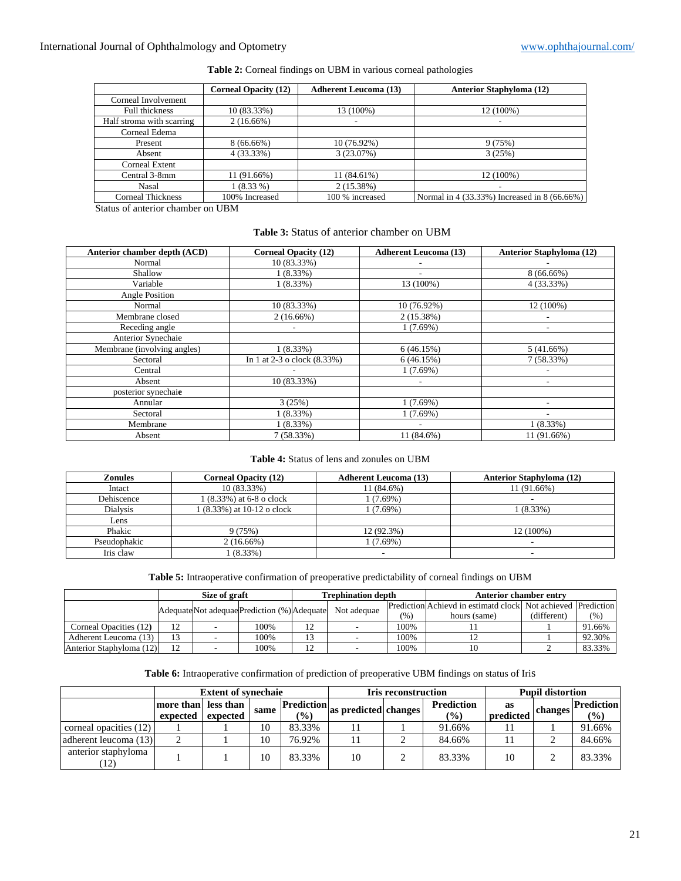**Table 2:** Corneal findings on UBM in various corneal pathologies

| | Corneal Opacity (12) | Adherent Leucoma (13) | Anterior Staphyloma (12) |
|---|---|---|---|
| Corneal Involvement | | | |
| Full thickness | 10 (83.33%) | 13 (100%) | 12 (100%) |
| Half stroma with scarring | 2 (16.66%) | - | - |
| Corneal Edema | | | |
| Present | 8 (66.66%) | 10 (76.92%) | 9 (75%) |
| Absent | 4 (33.33%) | 3 (23.07%) | 3 (25%) |
| Corneal Extent | | | |
| Central 3-8mm | 11 (91.66%) | 11 (84.61%) | 12 (100%) |
| Nasal | 1 (8.33 %) | 2 (15.38%) | - |
| Corneal Thickness | 100% Increased | 100 % increased | Normal in 4 (33.33%) Increased in 8 (66.66%) |

Status of anterior chamber on UBM

**Table 3:** Status of anterior chamber on UBM

| Anterior chamber depth (ACD) | Corneal Opacity (12) | Adherent Leucoma (13) | Anterior Staphyloma (12) |
|---|---|---|---|
| Normal | 10 (83.33%) | - | - |
| Shallow | 1 (8.33%) | - | 8 (66.66%) |
| Variable | 1 (8.33%) | 13 (100%) | 4 (33.33%) |
| Angle Position | | | |
| Normal | 10 (83.33%) | 10 (76.92%) | 12 (100%) |
| Membrane closed | 2 (16.66%) | 2 (15.38%) | - |
| Receding angle | - | 1 (7.69%) | - |
| Anterior Synechaie | | | |
| Membrane (involving angles) | 1 (8.33%) | 6 (46.15%) | 5 (41.66%) |
| Sectoral | In 1 at 2-3 o clock (8.33%) | 6 (46.15%) | 7 (58.33%) |
| Central | - | 1 (7.69%) | - |
| Absent | 10 (83.33%) | - | - |
| posterior synechai**e** | | | |
| Annular | 3 (25%) | 1 (7.69%) | - |
| Sectoral | 1 (8.33%) | 1 (7.69%) | - |
| Membrane | 1 (8.33%) | - | 1 (8.33%) |
| Absent | 7 (58.33%) | 11 (84.6%) | 11 (91.66%) |

**Table 4:** Status of lens and zonules on UBM

| Zonules | Corneal Opacity (12) | Adherent Leucoma (13) | Anterior Staphyloma (12) |
|---|---|---|---|
| Intact | 10 (83.33%) | 11 (84.6%) | 11 (91.66%) |
| Dehiscence | 1 (8.33%) at 6-8 o clock | 1 (7.69%) | - |
| Dialysis | 1 (8.33%) at 10-12 o clock | 1 (7.69%) | 1 (8.33%) |
| Lens | | | |
| Phakic | 9 (75%) | 12 (92.3%) | 12 (100%) |
| Pseudophakic | 2 (16.66%) | 1 (7.69%) | - |
| Iris claw | 1 (8.33%) | - | - |

**Table 5:** Intraoperative confirmation of preoperative predictability of corneal findings on UBM

| | Size of graft | | | Trephination depth | | | Anterior chamber entry | | |
|---|---|---|---|---|---|---|---|---|---|
| | Adequate | Not adequae | Prediction (%) | Adequate | Not adequae | Prediction (%) | Achievd in estimatd clock hours (same) | Not achieved (different) | Prediction (%) |
| Corneal Opacities (12) | 12 | - | 100% | 12 | - | 100% | 11 | 1 | 91.66% |
| Adherent Leucoma (13) | 13 | - | 100% | 13 | - | 100% | 12 | 1 | 92.30% |
| Anterior Staphyloma (12) | 12 | - | 100% | 12 | - | 100% | 10 | 2 | 83.33% |

**Table 6:** Intraoperative confirmation of prediction of preoperative UBM findings on status of Iris

| | Extent of synechaie | | | | Iris reconstruction | | | Pupil distortion | | |
|---|---|---|---|---|---|---|---|---|---|---|
| | more than expected | less than expected | same | Prediction (%) | as predicted | changes | Prediction (%) | as predicted | changes | Prediction (%) |
| corneal opacities (12) | 1 | 1 | 10 | 83.33% | 11 | 1 | 91.66% | 11 | 1 | 91.66% |
| adherent leucoma (13) | 2 | 1 | 10 | 76.92% | 11 | 2 | 84.66% | 11 | 2 | 84.66% |
| anterior staphyloma (12) | 1 | 1 | 10 | 83.33% | 10 | 2 | 83.33% | 10 | 2 | 83.33% |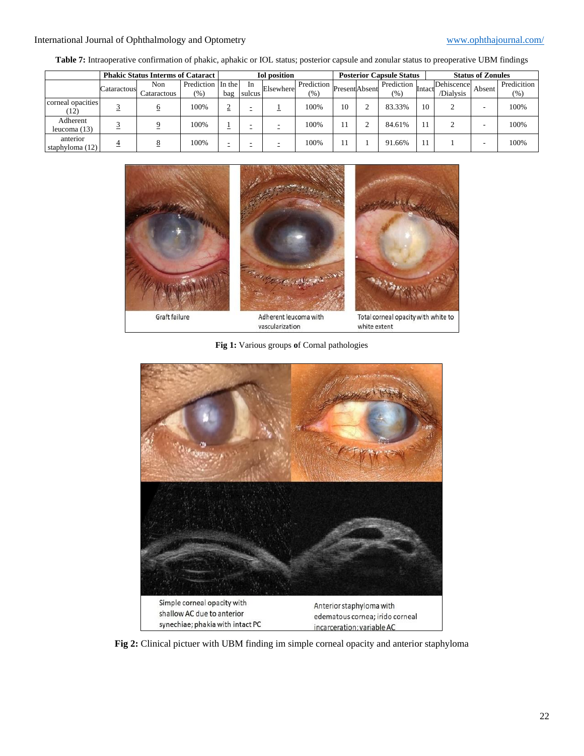**Table 7:** Intraoperative confirmation of phakic, aphakic or IOL status; posterior capsule and zonular status to preoperative UBM findings

| | Phakic Status Interms of Cataract | | | Iol position | | | | Posterior Capsule Status | | | Status of Zonules | | | |
|---|---|---|---|---|---|---|---|---|---|---|---|---|---|---|
| | Cataractous | Non Cataractous | Prediction (%) | In the bag | In sulcus | Elsewhere | Prediction (%) | Present | Absent | Prediction (%) | Intact | Dehiscence /Dialysis | Absent | Predicition (%) |
| corneal opacities (12) | 3 | 6 | 100% | 2 | - | 1 | 100% | 10 | 2 | 83.33% | 10 | 2 | - | 100% |
| Adherent leucoma (13) | 3 | 9 | 100% | 1 | - | - | 100% | 11 | 2 | 84.61% | 11 | 2 | - | 100% |
| anterior staphyloma (12) | 4 | 8 | 100% | - | - | - | 100% | 11 | 1 | 91.66% | 11 | 1 | - | 100% |

Graft failure

Adherent leucoma with vascularization

Total corneal opacity with white to white extent

**Fig 1:** Various groups **o**f Cornal pathologies

Simple corneal opacity with shallow AC due to anterior synechiae; phakia with intact PC

Anterior staphyloma with edematous cornea; irido corneal incarceration; variable AC

**Fig 2:** Clinical pictuer with UBM finding im simple corneal opacity and anterior staphyloma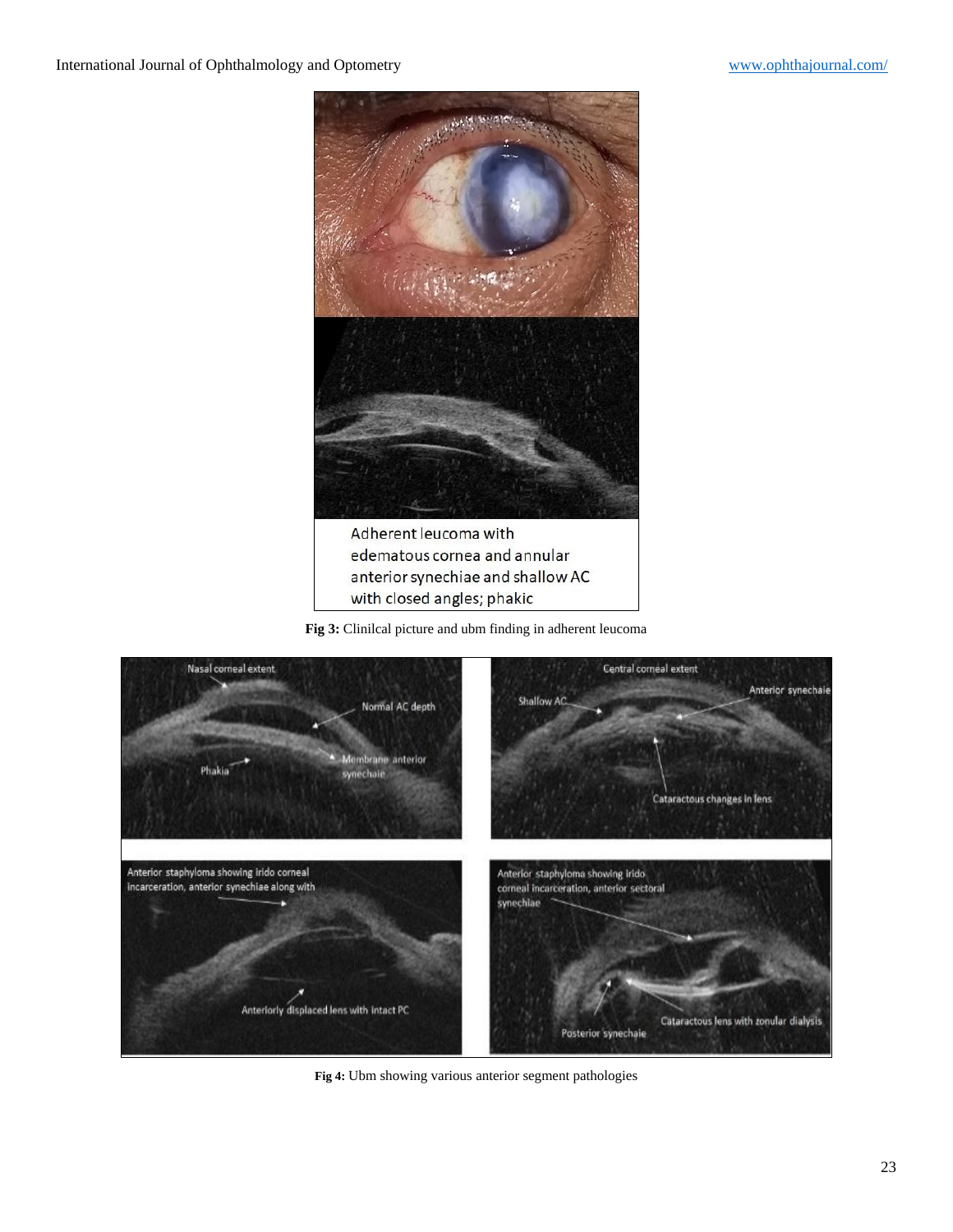Adherent leucoma with edematous cornea and annular anterior synechiae and shallow AC with closed angles; phakic

**Fig 3:** Clinilcal picture and ubm finding in adherent leucoma

**Fig 4:** Ubm showing various anterior segment pathologies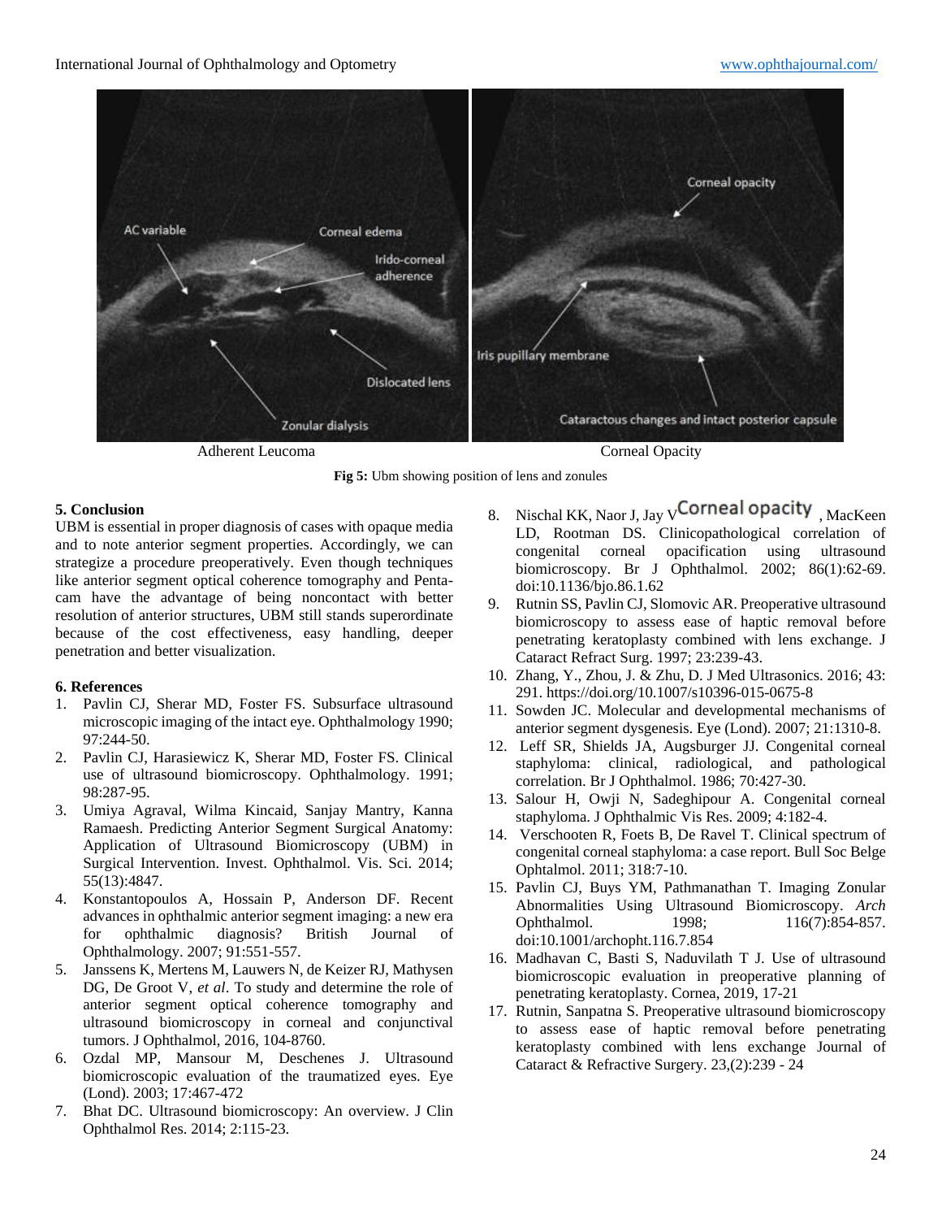Adherent Leucoma

Corneal Opacity

**Fig 5:** Ubm showing position of lens and zonules

## 5. Conclusion

UBM is essential in proper diagnosis of cases with opaque media and to note anterior segment properties. Accordingly, we can strategize a procedure preoperatively. Even though techniques like anterior segment optical coherence tomography and Pentacam have the advantage of being noncontact with better resolution of anterior structures, UBM still stands superordinate because of the cost effectiveness, easy handling, deeper penetration and better visualization.

## 6. References

1. Pavlin CJ, Sherar MD, Foster FS. Subsurface ultrasound microscopic imaging of the intact eye. Ophthalmology 1990; 97:244-50.
2. Pavlin CJ, Harasiewicz K, Sherar MD, Foster FS. Clinical use of ultrasound biomicroscopy. Ophthalmology. 1991; 98:287-95.
3. Umiya Agraval, Wilma Kincaid, Sanjay Mantry, Kanna Ramaesh. Predicting Anterior Segment Surgical Anatomy: Application of Ultrasound Biomicroscopy (UBM) in Surgical Intervention. Invest. Ophthalmol. Vis. Sci. 2014; 55(13):4847.
4. Konstantopoulos A, Hossain P, Anderson DF. Recent advances in ophthalmic anterior segment imaging: a new era for ophthalmic diagnosis? British Journal of Ophthalmology. 2007; 91:551-557.
5. Janssens K, Mertens M, Lauwers N, de Keizer RJ, Mathysen DG, De Groot V, *et al*. To study and determine the role of anterior segment optical coherence tomography and ultrasound biomicroscopy in corneal and conjunctival tumors. J Ophthalmol, 2016, 104-8760.
6. Ozdal MP, Mansour M, Deschenes J. Ultrasound biomicroscopic evaluation of the traumatized eyes. Eye (Lond). 2003; 17:467-472
7. Bhat DC. Ultrasound biomicroscopy: An overview. J Clin Ophthalmol Res. 2014; 2:115-23.
8. Nischal KK, Naor J, Jay V, MacKeen LD, Rootman DS. Clinicopathological correlation of congenital corneal opacification using ultrasound biomicroscopy. Br J Ophthalmol. 2002; 86(1):62-69. doi:10.1136/bjo.86.1.62
9. Rutnin SS, Pavlin CJ, Slomovic AR. Preoperative ultrasound biomicroscopy to assess ease of haptic removal before penetrating keratoplasty combined with lens exchange. J Cataract Refract Surg. 1997; 23:239-43.
10. Zhang, Y., Zhou, J. & Zhu, D. J Med Ultrasonics. 2016; 43: 291. https://doi.org/10.1007/s10396-015-0675-8
11. Sowden JC. Molecular and developmental mechanisms of anterior segment dysgenesis. Eye (Lond). 2007; 21:1310-8.
12. Leff SR, Shields JA, Augsburger JJ. Congenital corneal staphyloma: clinical, radiological, and pathological correlation. Br J Ophthalmol. 1986; 70:427-30.
13. Salour H, Owji N, Sadeghipour A. Congenital corneal staphyloma. J Ophthalmic Vis Res. 2009; 4:182-4.
14. Verschooten R, Foets B, De Ravel T. Clinical spectrum of congenital corneal staphyloma: a case report. Bull Soc Belge Ophtalmol. 2011; 318:7-10.
15. Pavlin CJ, Buys YM, Pathmanathan T. Imaging Zonular Abnormalities Using Ultrasound Biomicroscopy. *Arch* Ophthalmol. 1998; 116(7):854-857. doi:10.1001/archopht.116.7.854
16. Madhavan C, Basti S, Naduvilath T J. Use of ultrasound biomicroscopic evaluation in preoperative planning of penetrating keratoplasty. Cornea, 2019, 17-21
17. Rutnin, Sanpatna S. Preoperative ultrasound biomicroscopy to assess ease of haptic removal before penetrating keratoplasty combined with lens exchange Journal of Cataract & Refractive Surgery. 23,(2):239 - 24